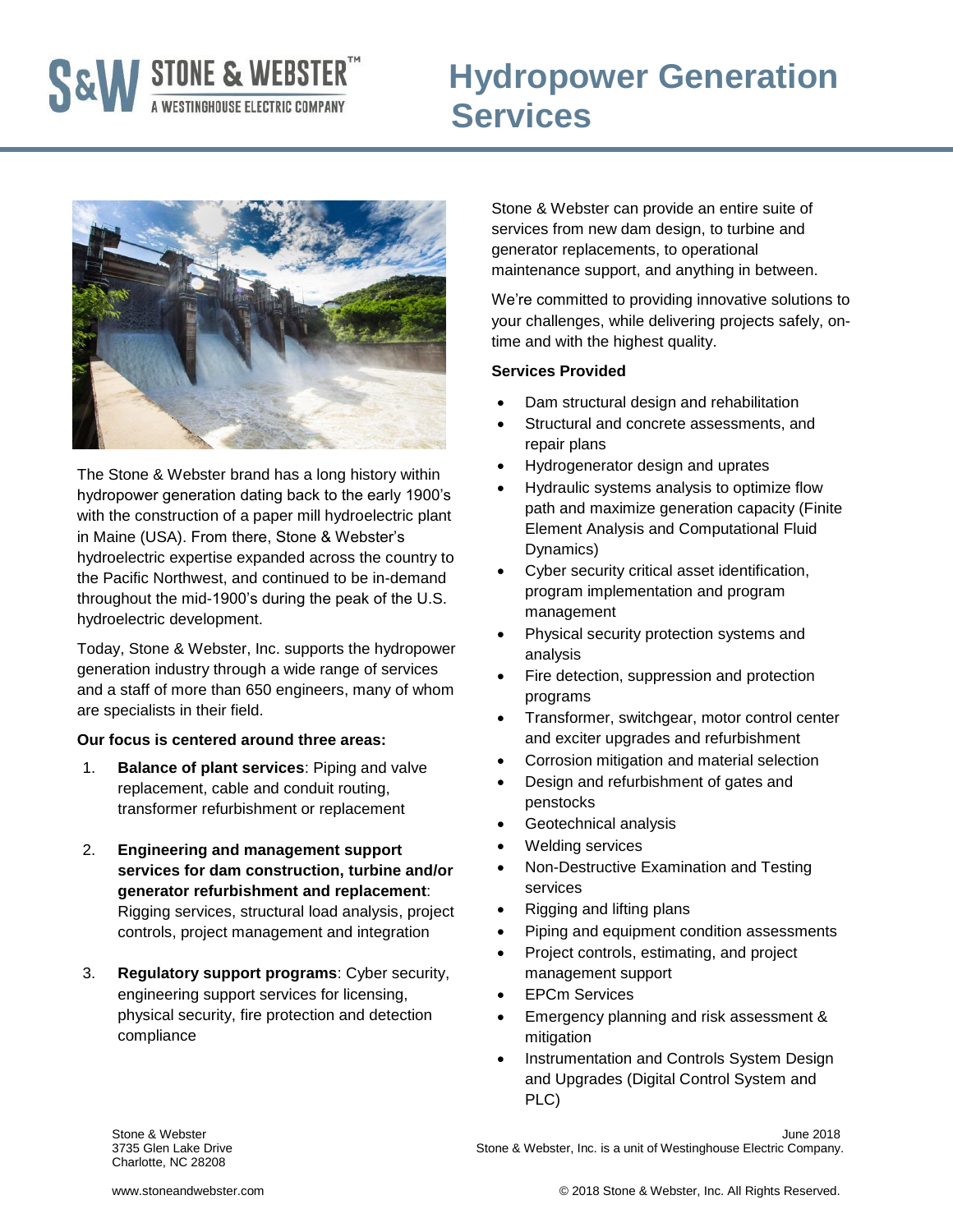# Hydropower Generation Services

STONE & WEBSTER™
A WESTINGHOUSE ELECTRIC COMPANY

The Stone & Webster brand has a long history within hydropower generation dating back to the early 1900's with the construction of a paper mill hydroelectric plant in Maine (USA). From there, Stone & Webster's hydroelectric expertise expanded across the country to the Pacific Northwest, and continued to be in-demand throughout the mid-1900's during the peak of the U.S. hydroelectric development.

Today, Stone & Webster, Inc. supports the hydropower generation industry through a wide range of services and a staff of more than 650 engineers, many of whom are specialists in their field.

**Our focus is centered around three areas:**

1. **Balance of plant services**: Piping and valve replacement, cable and conduit routing, transformer refurbishment or replacement

2. **Engineering and management support services for dam construction, turbine and/or generator refurbishment and replacement**: Rigging services, structural load analysis, project controls, project management and integration

3. **Regulatory support programs**: Cyber security, engineering support services for licensing, physical security, fire protection and detection compliance

Stone & Webster can provide an entire suite of services from new dam design, to turbine and generator replacements, to operational maintenance support, and anything in between.

We're committed to providing innovative solutions to your challenges, while delivering projects safely, on-time and with the highest quality.

**Services Provided**

- Dam structural design and rehabilitation
- Structural and concrete assessments, and repair plans
- Hydrogenerator design and uprates
- Hydraulic systems analysis to optimize flow path and maximize generation capacity (Finite Element Analysis and Computational Fluid Dynamics)
- Cyber security critical asset identification, program implementation and program management
- Physical security protection systems and analysis
- Fire detection, suppression and protection programs
- Transformer, switchgear, motor control center and exciter upgrades and refurbishment
- Corrosion mitigation and material selection
- Design and refurbishment of gates and penstocks
- Geotechnical analysis
- Welding services
- Non-Destructive Examination and Testing services
- Rigging and lifting plans
- Piping and equipment condition assessments
- Project controls, estimating, and project management support
- EPCm Services
- Emergency planning and risk assessment & mitigation
- Instrumentation and Controls System Design and Upgrades (Digital Control System and PLC)

Stone & Webster
3735 Glen Lake Drive
Charlotte, NC 28208

www.stoneandwebster.com

June 2018
Stone & Webster, Inc. is a unit of Westinghouse Electric Company.

© 2018 Stone & Webster, Inc. All Rights Reserved.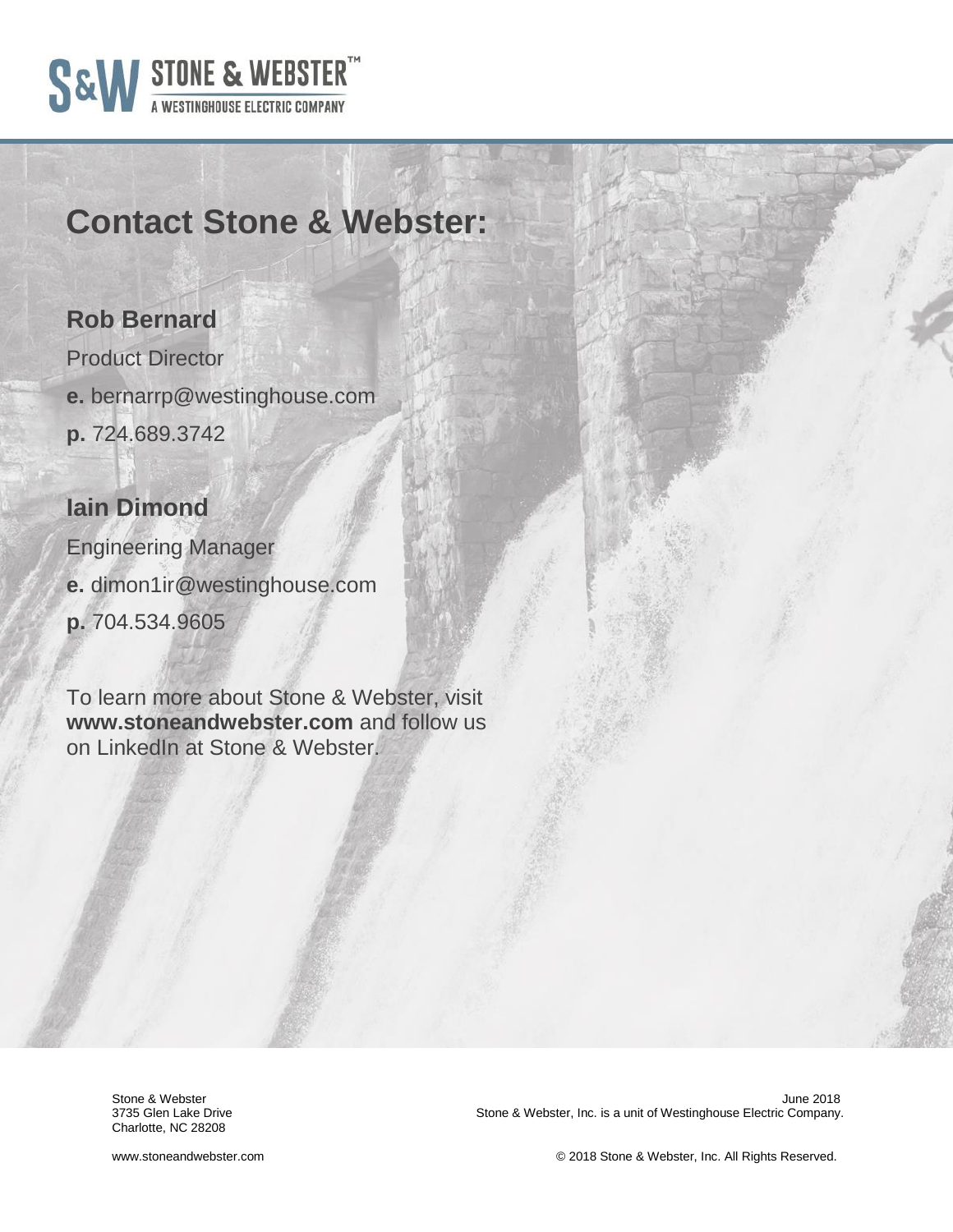# Contact Stone & Webster:

## Rob Bernard

Product Director

**e.** bernarrp@westinghouse.com

**p.** 724.689.3742

## Iain Dimond

Engineering Manager

**e.** dimon1ir@westinghouse.com

**p.** 704.534.9605

To learn more about Stone & Webster, visit **www.stoneandwebster.com** and follow us on LinkedIn at Stone & Webster.

Stone & Webster
3735 Glen Lake Drive
Charlotte, NC 28208

www.stoneandwebster.com

June 2018
Stone & Webster, Inc. is a unit of Westinghouse Electric Company.

© 2018 Stone & Webster, Inc. All Rights Reserved.